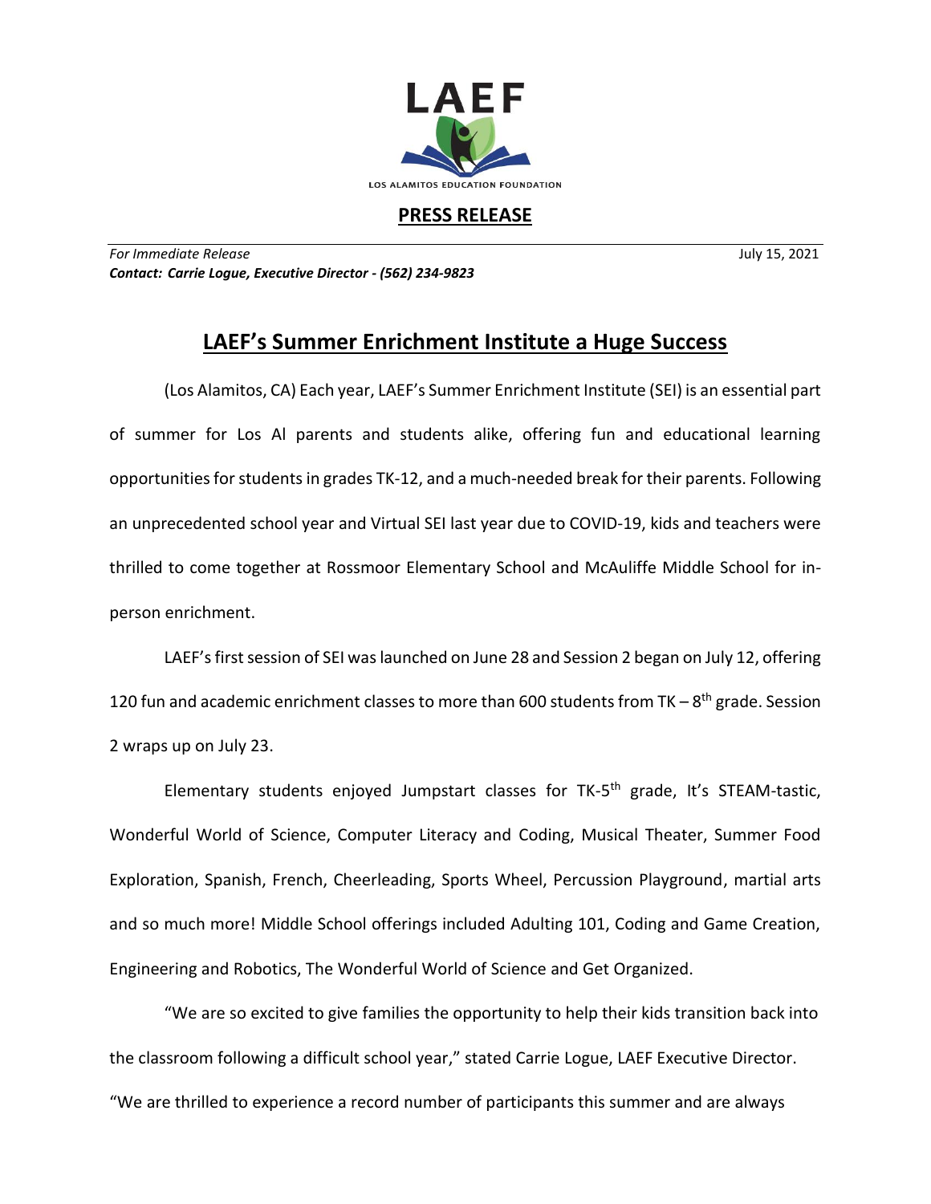LAEF

LOS ALAMITOS EDUCATION FOUNDATION

**PRESS RELEASE**

*For Immediate Release* July 15, 2021

***Contact: Carrie Logue, Executive Director - (562) 234-9823***

# LAEF's Summer Enrichment Institute a Huge Success

(Los Alamitos, CA) Each year, LAEF's Summer Enrichment Institute (SEI) is an essential part of summer for Los Al parents and students alike, offering fun and educational learning opportunities for students in grades TK-12, and a much-needed break for their parents. Following an unprecedented school year and Virtual SEI last year due to COVID-19, kids and teachers were thrilled to come together at Rossmoor Elementary School and McAuliffe Middle School for in-person enrichment.

LAEF's first session of SEI was launched on June 28 and Session 2 began on July 12, offering 120 fun and academic enrichment classes to more than 600 students from TK – 8th grade. Session 2 wraps up on July 23.

Elementary students enjoyed Jumpstart classes for TK-5th grade, It's STEAM-tastic, Wonderful World of Science, Computer Literacy and Coding, Musical Theater, Summer Food Exploration, Spanish, French, Cheerleading, Sports Wheel, Percussion Playground, martial arts and so much more! Middle School offerings included Adulting 101, Coding and Game Creation, Engineering and Robotics, The Wonderful World of Science and Get Organized.

"We are so excited to give families the opportunity to help their kids transition back into the classroom following a difficult school year," stated Carrie Logue, LAEF Executive Director. "We are thrilled to experience a record number of participants this summer and are always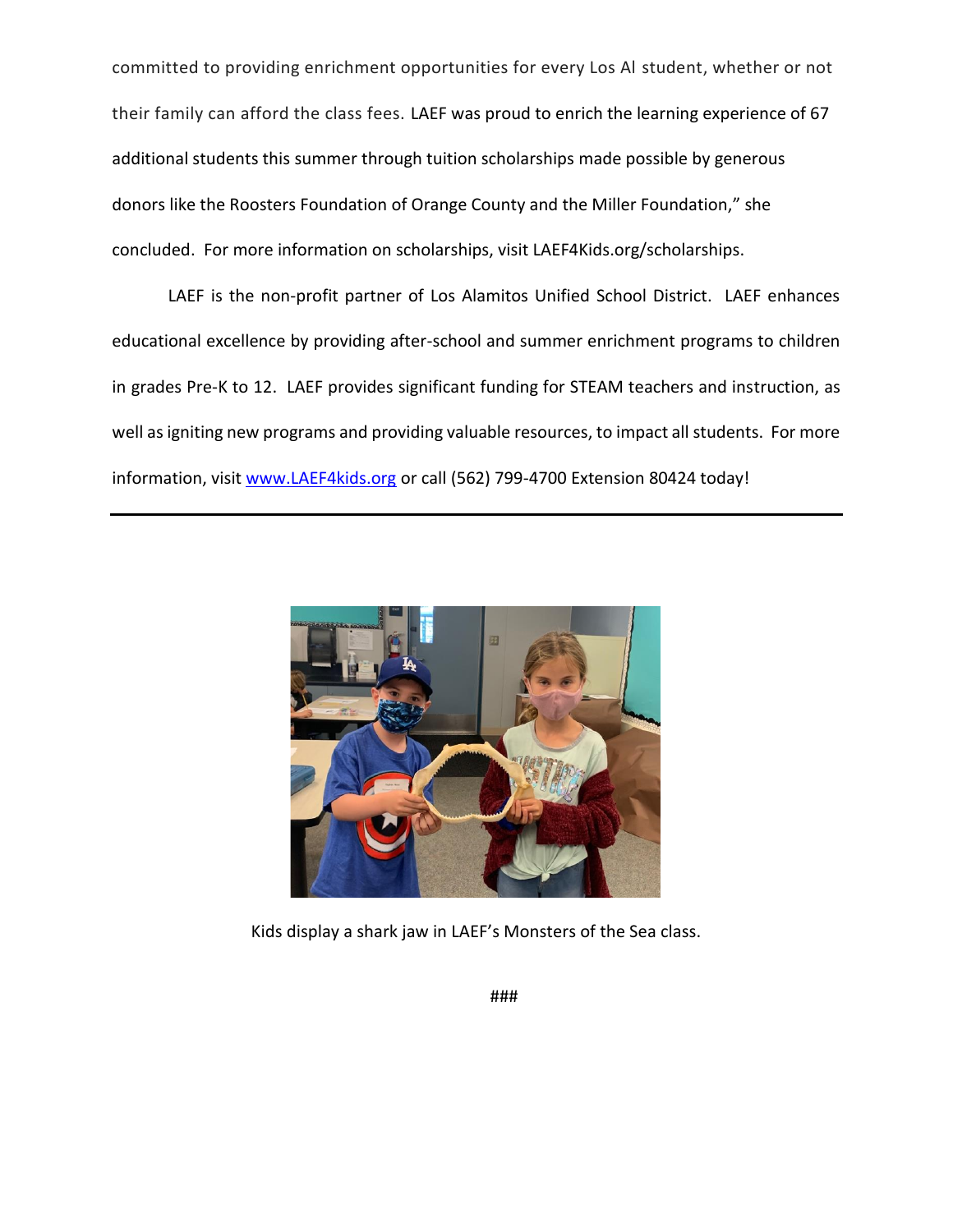committed to providing enrichment opportunities for every Los Al student, whether or not their family can afford the class fees. LAEF was proud to enrich the learning experience of 67 additional students this summer through tuition scholarships made possible by generous donors like the Roosters Foundation of Orange County and the Miller Foundation," she concluded. For more information on scholarships, visit LAEF4Kids.org/scholarships.

LAEF is the non-profit partner of Los Alamitos Unified School District. LAEF enhances educational excellence by providing after-school and summer enrichment programs to children in grades Pre-K to 12. LAEF provides significant funding for STEAM teachers and instruction, as well as igniting new programs and providing valuable resources, to impact all students. For more information, visit [www.LAEF4kids.org](http://www.LAEF4kids.org) or call (562) 799-4700 Extension 80424 today!

---

Kids display a shark jaw in LAEF's Monsters of the Sea class.

###